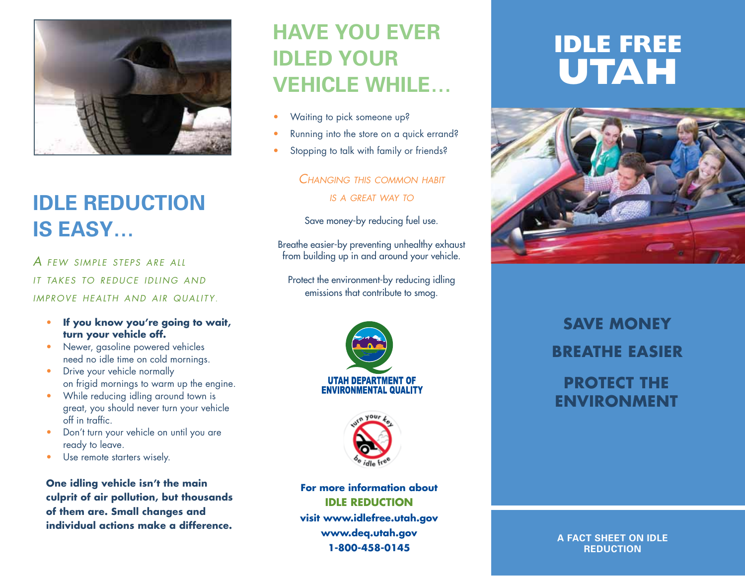# IDLE FREE UTAH

## SAVE MONEY

## BREATHE EASIER

## PROTECT THE ENVIRONMENT

A FACT SHEET ON IDLE REDUCTION

## IDLE REDUCTION IS EASY…

*A few simple steps are all it takes to reduce idling and improve health and air quality.*

- **If you know you're going to wait, turn your vehicle off.**
- Newer, gasoline powered vehicles need no idle time on cold mornings.
- Drive your vehicle normally on frigid mornings to warm up the engine.
- While reducing idling around town is great, you should never turn your vehicle off in traffic.
- Don't turn your vehicle on until you are ready to leave.
- Use remote starters wisely.

**One idling vehicle isn't the main culprit of air pollution, but thousands of them are. Small changes and individual actions make a difference.**

## HAVE YOU EVER IDLED YOUR VEHICLE WHILE…

- Waiting to pick someone up?
- Running into the store on a quick errand?
- Stopping to talk with family or friends?

*Changing this common habit is a great way to*

Save money-by reducing fuel use.

Breathe easier-by preventing unhealthy exhaust from building up in and around your vehicle.

Protect the environment-by reducing idling emissions that contribute to smog.

UTAH DEPARTMENT OF ENVIRONMENTAL QUALITY

turn your key be idle free

**For more information about IDLE REDUCTION visit www.idlefree.utah.gov www.deq.utah.gov 1-800-458-0145**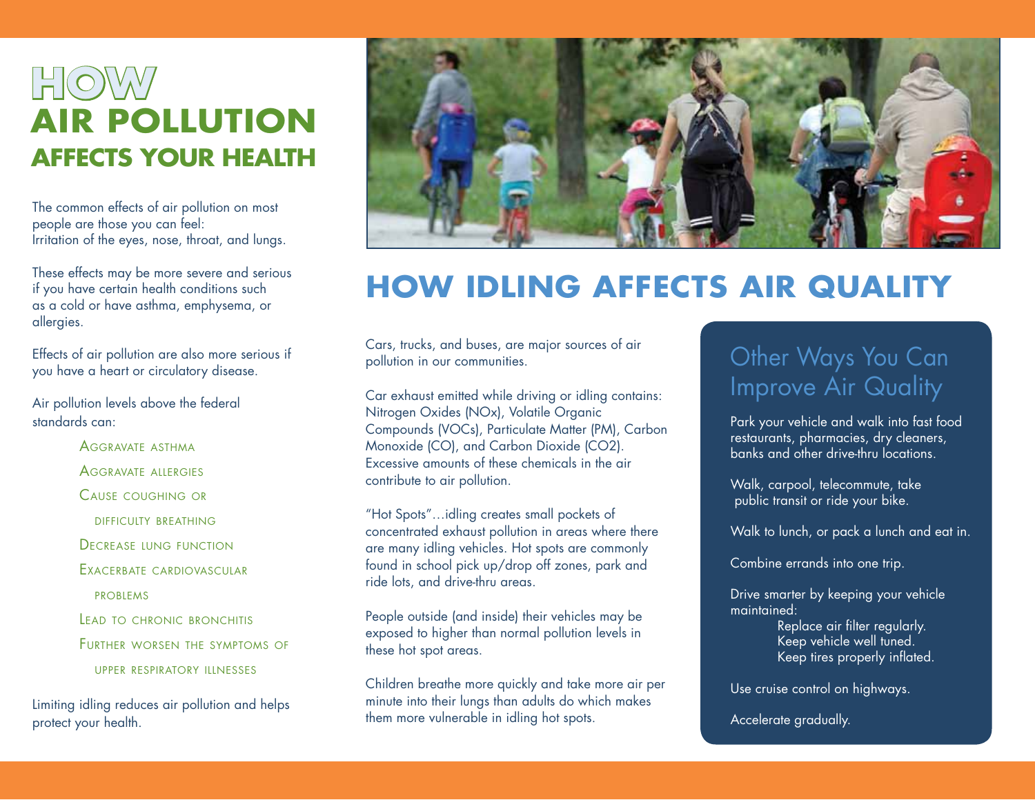# HOW AIR POLLUTION AFFECTS YOUR HEALTH

The common effects of air pollution on most people are those you can feel: Irritation of the eyes, nose, throat, and lungs.

These effects may be more severe and serious if you have certain health conditions such as a cold or have asthma, emphysema, or allergies.

Effects of air pollution are also more serious if you have a heart or circulatory disease.

Air pollution levels above the federal standards can:

- Aggravate asthma
- Aggravate allergies
- Cause coughing or difficulty breathing
- Decrease lung function
- Exacerbate cardiovascular problems
- Lead to chronic bronchitis
- Further worsen the symptoms of upper respiratory illnesses

Limiting idling reduces air pollution and helps protect your health.

# HOW IDLING AFFECTS AIR QUALITY

Cars, trucks, and buses, are major sources of air pollution in our communities.

Car exhaust emitted while driving or idling contains: Nitrogen Oxides ($NO_x$), Volatile Organic Compounds (VOCs), Particulate Matter (PM), Carbon Monoxide (CO), and Carbon Dioxide ($CO_2$). Excessive amounts of these chemicals in the air contribute to air pollution.

"Hot Spots"…idling creates small pockets of concentrated exhaust pollution in areas where there are many idling vehicles. Hot spots are commonly found in school pick up/drop off zones, park and ride lots, and drive-thru areas.

People outside (and inside) their vehicles may be exposed to higher than normal pollution levels in these hot spot areas.

Children breathe more quickly and take more air per minute into their lungs than adults do which makes them more vulnerable in idling hot spots.

## Other Ways You Can Improve Air Quality

Park your vehicle and walk into fast food restaurants, pharmacies, dry cleaners, banks and other drive-thru locations.

Walk, carpool, telecommute, take public transit or ride your bike.

Walk to lunch, or pack a lunch and eat in.

Combine errands into one trip.

Drive smarter by keeping your vehicle maintained:

- Replace air filter regularly.
- Keep vehicle well tuned.
- Keep tires properly inflated.

Use cruise control on highways.

Accelerate gradually.